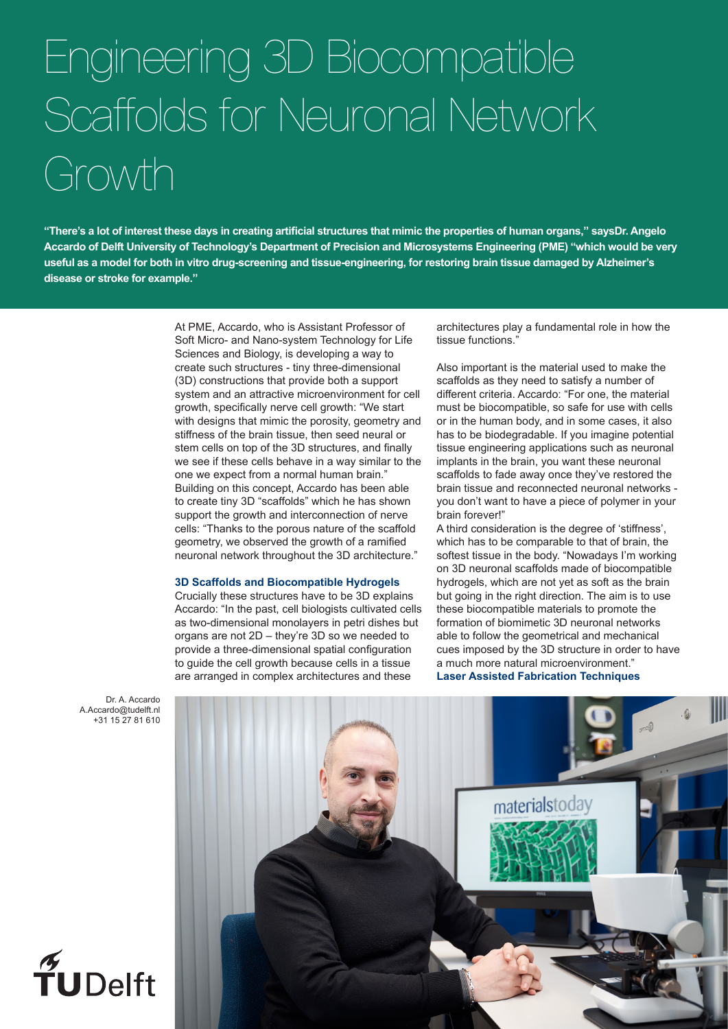# Engineering 3D Biocompatible Scaffolds for Neuronal Network Growth

**"There's a lot of interest these days in creating artificial structures that mimic the properties of human organs," saysDr. Angelo Accardo of Delft University of Technology's Department of Precision and Microsystems Engineering (PME) "which would be very useful as a model for both in vitro drug-screening and tissue-engineering, for restoring brain tissue damaged by Alzheimer's disease or stroke for example."**

At PME, Accardo, who is Assistant Professor of Soft Micro- and Nano-system Technology for Life Sciences and Biology, is developing a way to create such structures - tiny three-dimensional (3D) constructions that provide both a support system and an attractive microenvironment for cell growth, specifically nerve cell growth: "We start with designs that mimic the porosity, geometry and stiffness of the brain tissue, then seed neural or stem cells on top of the 3D structures, and finally we see if these cells behave in a way similar to the one we expect from a normal human brain." Building on this concept, Accardo has been able to create tiny 3D "scaffolds" which he has shown support the growth and interconnection of nerve cells: "Thanks to the porous nature of the scaffold geometry, we observed the growth of a ramified neuronal network throughout the 3D architecture."

### 3D Scaffolds and Biocompatible Hydrogels

Crucially these structures have to be 3D explains Accardo: "In the past, cell biologists cultivated cells as two-dimensional monolayers in petri dishes but organs are not 2D – they're 3D so we needed to provide a three-dimensional spatial configuration to guide the cell growth because cells in a tissue are arranged in complex architectures and these architectures play a fundamental role in how the tissue functions."

Also important is the material used to make the scaffolds as they need to satisfy a number of different criteria. Accardo: "For one, the material must be biocompatible, so safe for use with cells or in the human body, and in some cases, it also has to be biodegradable. If you imagine potential tissue engineering applications such as neuronal implants in the brain, you want these neuronal scaffolds to fade away once they've restored the brain tissue and reconnected neuronal networks - you don't want to have a piece of polymer in your brain forever!"

A third consideration is the degree of 'stiffness', which has to be comparable to that of brain, the softest tissue in the body. "Nowadays I'm working on 3D neuronal scaffolds made of biocompatible hydrogels, which are not yet as soft as the brain but going in the right direction. The aim is to use these biocompatible materials to promote the formation of biomimetic 3D neuronal networks able to follow the geometrical and mechanical cues imposed by the 3D structure in order to have a much more natural microenvironment."

### Laser Assisted Fabrication Techniques

Dr. A. Accardo
A.Accardo@tudelft.nl
+31 15 27 81 610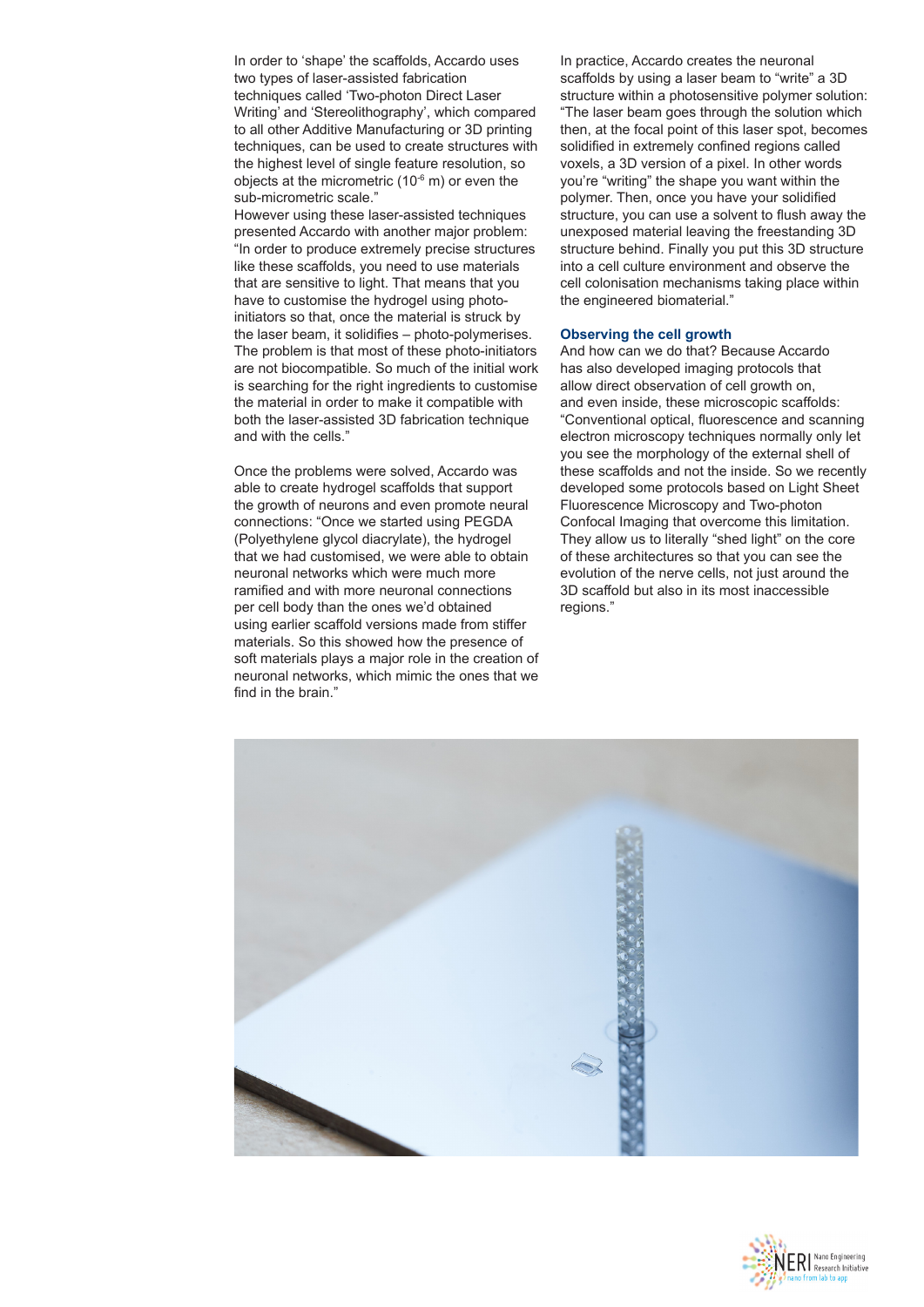In order to 'shape' the scaffolds, Accardo uses two types of laser-assisted fabrication techniques called 'Two-photon Direct Laser Writing' and 'Stereolithography', which compared to all other Additive Manufacturing or 3D printing techniques, can be used to create structures with the highest level of single feature resolution, so objects at the micrometric ($10^{-6}$ m) or even the sub-micrometric scale."

However using these laser-assisted techniques presented Accardo with another major problem: "In order to produce extremely precise structures like these scaffolds, you need to use materials that are sensitive to light. That means that you have to customise the hydrogel using photo-initiators so that, once the material is struck by the laser beam, it solidifies – photo-polymerises. The problem is that most of these photo-initiators are not biocompatible. So much of the initial work is searching for the right ingredients to customise the material in order to make it compatible with both the laser-assisted 3D fabrication technique and with the cells."

Once the problems were solved, Accardo was able to create hydrogel scaffolds that support the growth of neurons and even promote neural connections: "Once we started using PEGDA (Polyethylene glycol diacrylate), the hydrogel that we had customised, we were able to obtain neuronal networks which were much more ramified and with more neuronal connections per cell body than the ones we'd obtained using earlier scaffold versions made from stiffer materials. So this showed how the presence of soft materials plays a major role in the creation of neuronal networks, which mimic the ones that we find in the brain."

In practice, Accardo creates the neuronal scaffolds by using a laser beam to "write" a 3D structure within a photosensitive polymer solution: "The laser beam goes through the solution which then, at the focal point of this laser spot, becomes solidified in extremely confined regions called voxels, a 3D version of a pixel. In other words you're "writing" the shape you want within the polymer. Then, once you have your solidified structure, you can use a solvent to flush away the unexposed material leaving the freestanding 3D structure behind. Finally you put this 3D structure into a cell culture environment and observe the cell colonisation mechanisms taking place within the engineered biomaterial."

### Observing the cell growth

And how can we do that? Because Accardo has also developed imaging protocols that allow direct observation of cell growth on, and even inside, these microscopic scaffolds: "Conventional optical, fluorescence and scanning electron microscopy techniques normally only let you see the morphology of the external shell of these scaffolds and not the inside. So we recently developed some protocols based on Light Sheet Fluorescence Microscopy and Two-photon Confocal Imaging that overcome this limitation. They allow us to literally "shed light" on the core of these architectures so that you can see the evolution of the nerve cells, not just around the 3D scaffold but also in its most inaccessible regions."